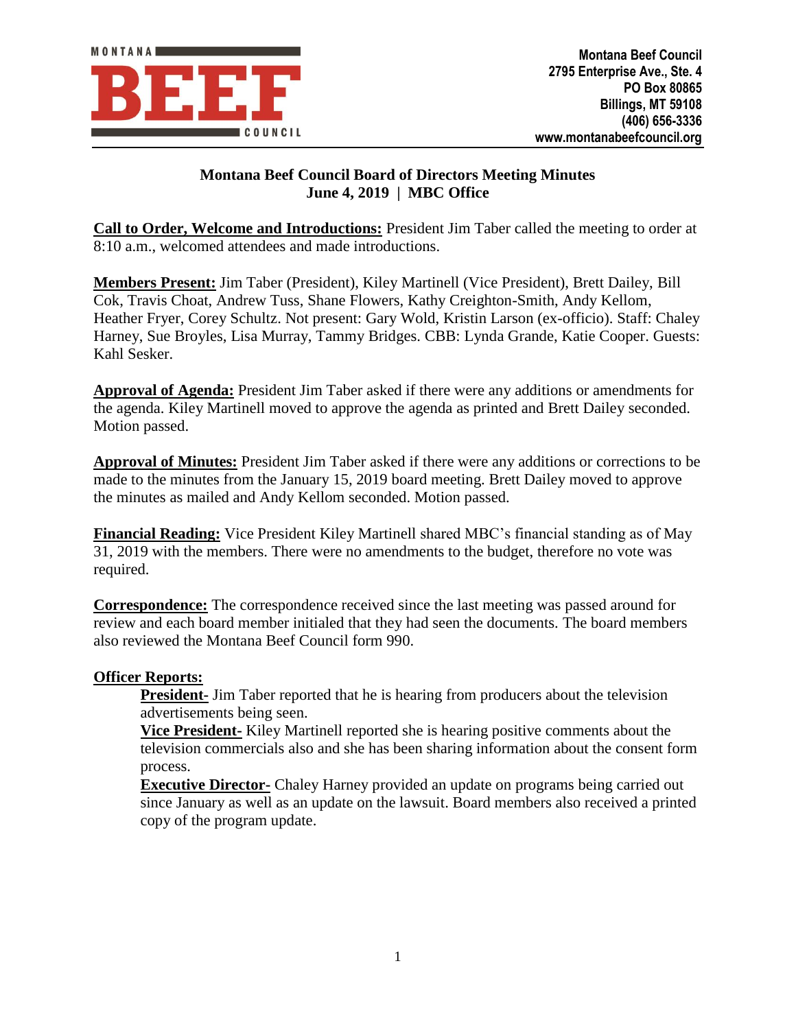MONTANA BEEF COUNCIL

**Montana Beef Council**
**2795 Enterprise Ave., Ste. 4**
**PO Box 80865**
**Billings, MT 59108**
**(406) 656-3336**
**www.montanabeefcouncil.org**

# Montana Beef Council Board of Directors Meeting Minutes
## June 4, 2019 | MBC Office

**Call to Order, Welcome and Introductions:** President Jim Taber called the meeting to order at 8:10 a.m., welcomed attendees and made introductions.

**Members Present:** Jim Taber (President), Kiley Martinell (Vice President), Brett Dailey, Bill Cok, Travis Choat, Andrew Tuss, Shane Flowers, Kathy Creighton-Smith, Andy Kellom, Heather Fryer, Corey Schultz. Not present: Gary Wold, Kristin Larson (ex-officio). Staff: Chaley Harney, Sue Broyles, Lisa Murray, Tammy Bridges. CBB: Lynda Grande, Katie Cooper. Guests: Kahl Sesker.

**Approval of Agenda:** President Jim Taber asked if there were any additions or amendments for the agenda. Kiley Martinell moved to approve the agenda as printed and Brett Dailey seconded. Motion passed.

**Approval of Minutes:** President Jim Taber asked if there were any additions or corrections to be made to the minutes from the January 15, 2019 board meeting. Brett Dailey moved to approve the minutes as mailed and Andy Kellom seconded. Motion passed.

**Financial Reading:** Vice President Kiley Martinell shared MBC's financial standing as of May 31, 2019 with the members. There were no amendments to the budget, therefore no vote was required.

**Correspondence:** The correspondence received since the last meeting was passed around for review and each board member initialed that they had seen the documents. The board members also reviewed the Montana Beef Council form 990.

**Officer Reports:**

**President-** Jim Taber reported that he is hearing from producers about the television advertisements being seen.

**Vice President-** Kiley Martinell reported she is hearing positive comments about the television commercials also and she has been sharing information about the consent form process.

**Executive Director-** Chaley Harney provided an update on programs being carried out since January as well as an update on the lawsuit. Board members also received a printed copy of the program update.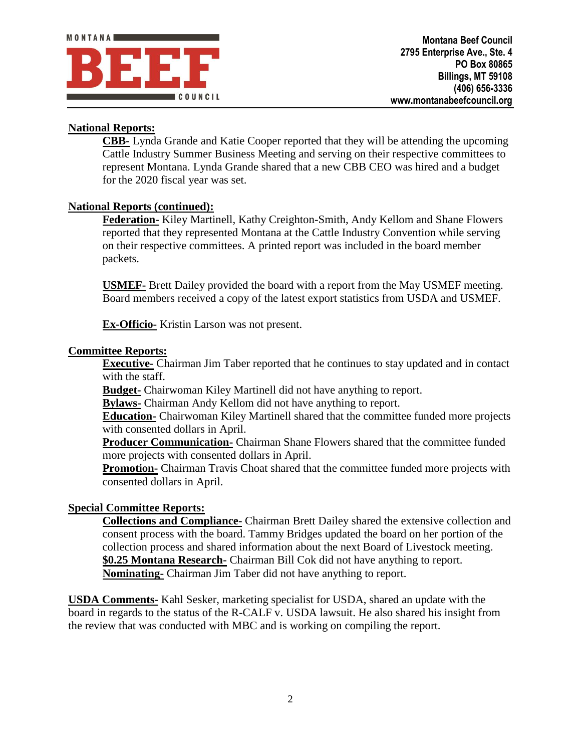**National Reports:**

**CBB-** Lynda Grande and Katie Cooper reported that they will be attending the upcoming Cattle Industry Summer Business Meeting and serving on their respective committees to represent Montana. Lynda Grande shared that a new CBB CEO was hired and a budget for the 2020 fiscal year was set.

**National Reports (continued):**

**Federation-** Kiley Martinell, Kathy Creighton-Smith, Andy Kellom and Shane Flowers reported that they represented Montana at the Cattle Industry Convention while serving on their respective committees. A printed report was included in the board member packets.

**USMEF-** Brett Dailey provided the board with a report from the May USMEF meeting. Board members received a copy of the latest export statistics from USDA and USMEF.

**Ex-Officio-** Kristin Larson was not present.

**Committee Reports:**

**Executive-** Chairman Jim Taber reported that he continues to stay updated and in contact with the staff.
**Budget-** Chairwoman Kiley Martinell did not have anything to report.
**Bylaws-** Chairman Andy Kellom did not have anything to report.
**Education-** Chairwoman Kiley Martinell shared that the committee funded more projects with consented dollars in April.
**Producer Communication-** Chairman Shane Flowers shared that the committee funded more projects with consented dollars in April.
**Promotion-** Chairman Travis Choat shared that the committee funded more projects with consented dollars in April.

**Special Committee Reports:**

**Collections and Compliance-** Chairman Brett Dailey shared the extensive collection and consent process with the board. Tammy Bridges updated the board on her portion of the collection process and shared information about the next Board of Livestock meeting.
**$0.25 Montana Research-** Chairman Bill Cok did not have anything to report.
**Nominating-** Chairman Jim Taber did not have anything to report.

**USDA Comments-** Kahl Sesker, marketing specialist for USDA, shared an update with the board in regards to the status of the R-CALF v. USDA lawsuit. He also shared his insight from the review that was conducted with MBC and is working on compiling the report.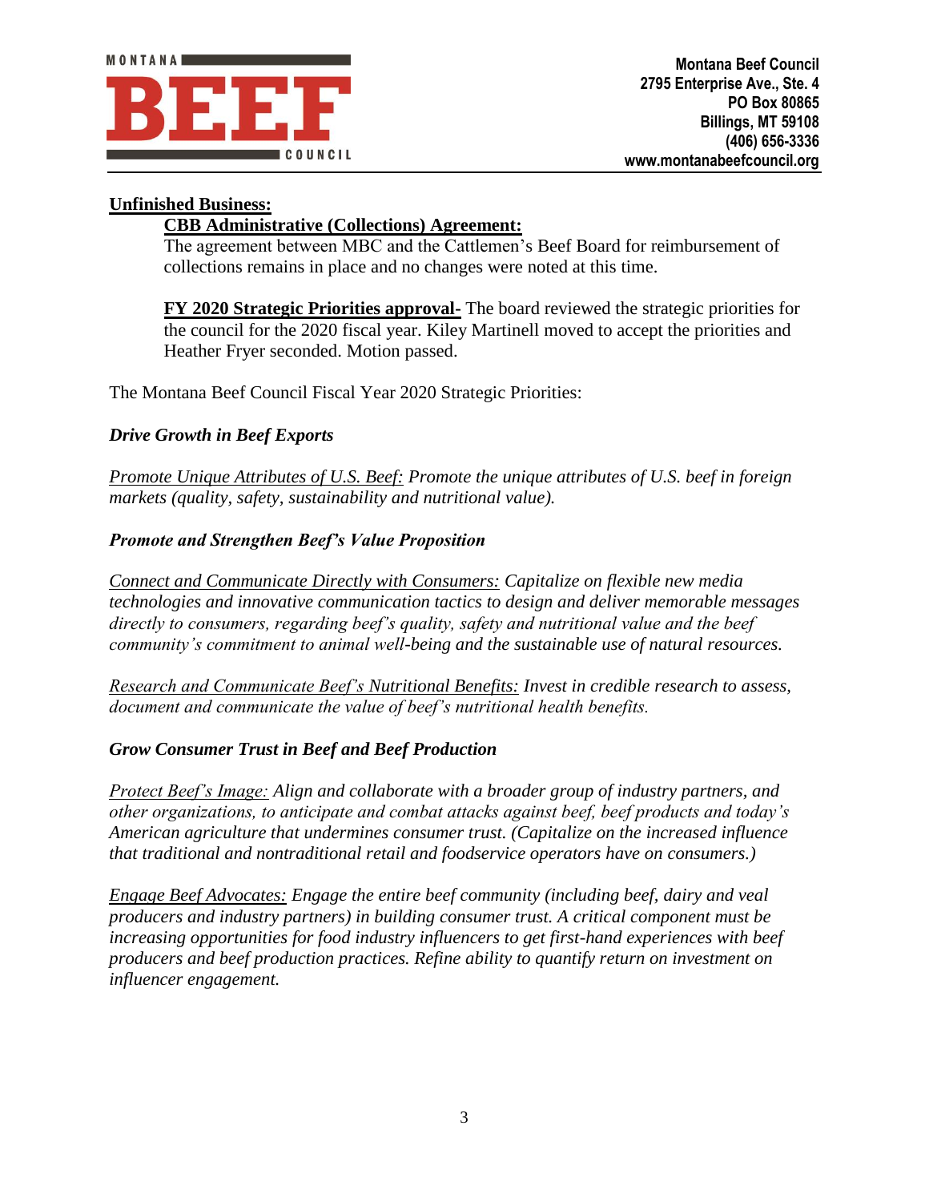**Unfinished Business:**

**CBB Administrative (Collections) Agreement:**

The agreement between MBC and the Cattlemen's Beef Board for reimbursement of collections remains in place and no changes were noted at this time.

**FY 2020 Strategic Priorities approval-** The board reviewed the strategic priorities for the council for the 2020 fiscal year. Kiley Martinell moved to accept the priorities and Heather Fryer seconded. Motion passed.

The Montana Beef Council Fiscal Year 2020 Strategic Priorities:

***Drive Growth in Beef Exports***

*Promote Unique Attributes of U.S. Beef: Promote the unique attributes of U.S. beef in foreign markets (quality, safety, sustainability and nutritional value).*

***Promote and Strengthen Beef's Value Proposition***

*Connect and Communicate Directly with Consumers: Capitalize on flexible new media technologies and innovative communication tactics to design and deliver memorable messages directly to consumers, regarding beef's quality, safety and nutritional value and the beef community's commitment to animal well-being and the sustainable use of natural resources.*

*Research and Communicate Beef's Nutritional Benefits: Invest in credible research to assess, document and communicate the value of beef's nutritional health benefits.*

***Grow Consumer Trust in Beef and Beef Production***

*Protect Beef's Image: Align and collaborate with a broader group of industry partners, and other organizations, to anticipate and combat attacks against beef, beef products and today's American agriculture that undermines consumer trust. (Capitalize on the increased influence that traditional and nontraditional retail and foodservice operators have on consumers.)*

*Engage Beef Advocates: Engage the entire beef community (including beef, dairy and veal producers and industry partners) in building consumer trust. A critical component must be increasing opportunities for food industry influencers to get first-hand experiences with beef producers and beef production practices. Refine ability to quantify return on investment on influencer engagement.*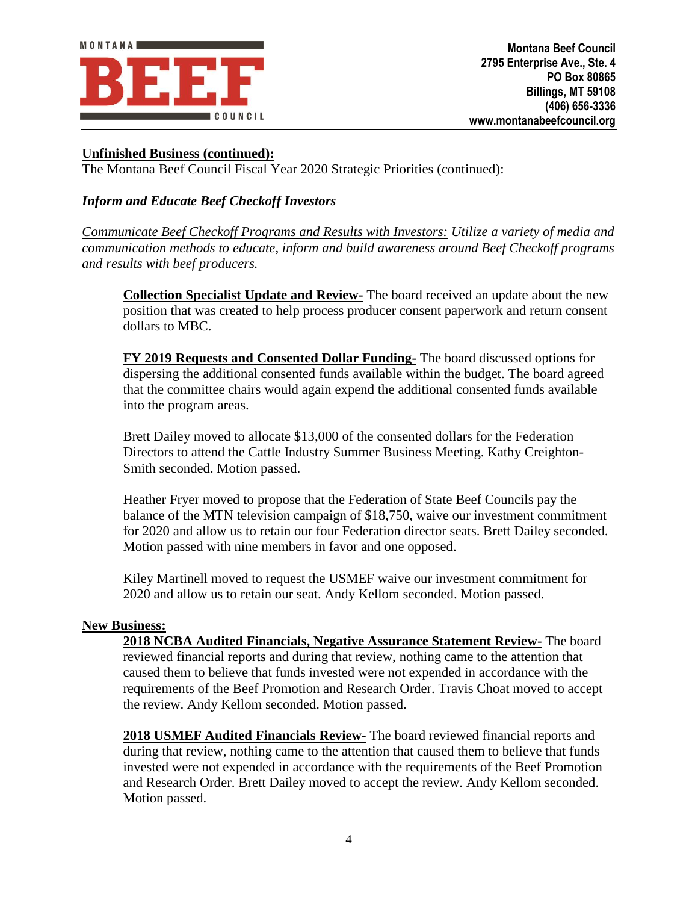**Unfinished Business (continued):**
The Montana Beef Council Fiscal Year 2020 Strategic Priorities (continued):

***Inform and Educate Beef Checkoff Investors***

*Communicate Beef Checkoff Programs and Results with Investors: Utilize a variety of media and communication methods to educate, inform and build awareness around Beef Checkoff programs and results with beef producers.*

**Collection Specialist Update and Review-** The board received an update about the new position that was created to help process producer consent paperwork and return consent dollars to MBC.

**FY 2019 Requests and Consented Dollar Funding-** The board discussed options for dispersing the additional consented funds available within the budget. The board agreed that the committee chairs would again expend the additional consented funds available into the program areas.

Brett Dailey moved to allocate $13,000 of the consented dollars for the Federation Directors to attend the Cattle Industry Summer Business Meeting. Kathy Creighton-Smith seconded. Motion passed.

Heather Fryer moved to propose that the Federation of State Beef Councils pay the balance of the MTN television campaign of $18,750, waive our investment commitment for 2020 and allow us to retain our four Federation director seats. Brett Dailey seconded. Motion passed with nine members in favor and one opposed.

Kiley Martinell moved to request the USMEF waive our investment commitment for 2020 and allow us to retain our seat. Andy Kellom seconded. Motion passed.

**New Business:**

**2018 NCBA Audited Financials, Negative Assurance Statement Review-** The board reviewed financial reports and during that review, nothing came to the attention that caused them to believe that funds invested were not expended in accordance with the requirements of the Beef Promotion and Research Order. Travis Choat moved to accept the review. Andy Kellom seconded. Motion passed.

**2018 USMEF Audited Financials Review-** The board reviewed financial reports and during that review, nothing came to the attention that caused them to believe that funds invested were not expended in accordance with the requirements of the Beef Promotion and Research Order. Brett Dailey moved to accept the review. Andy Kellom seconded. Motion passed.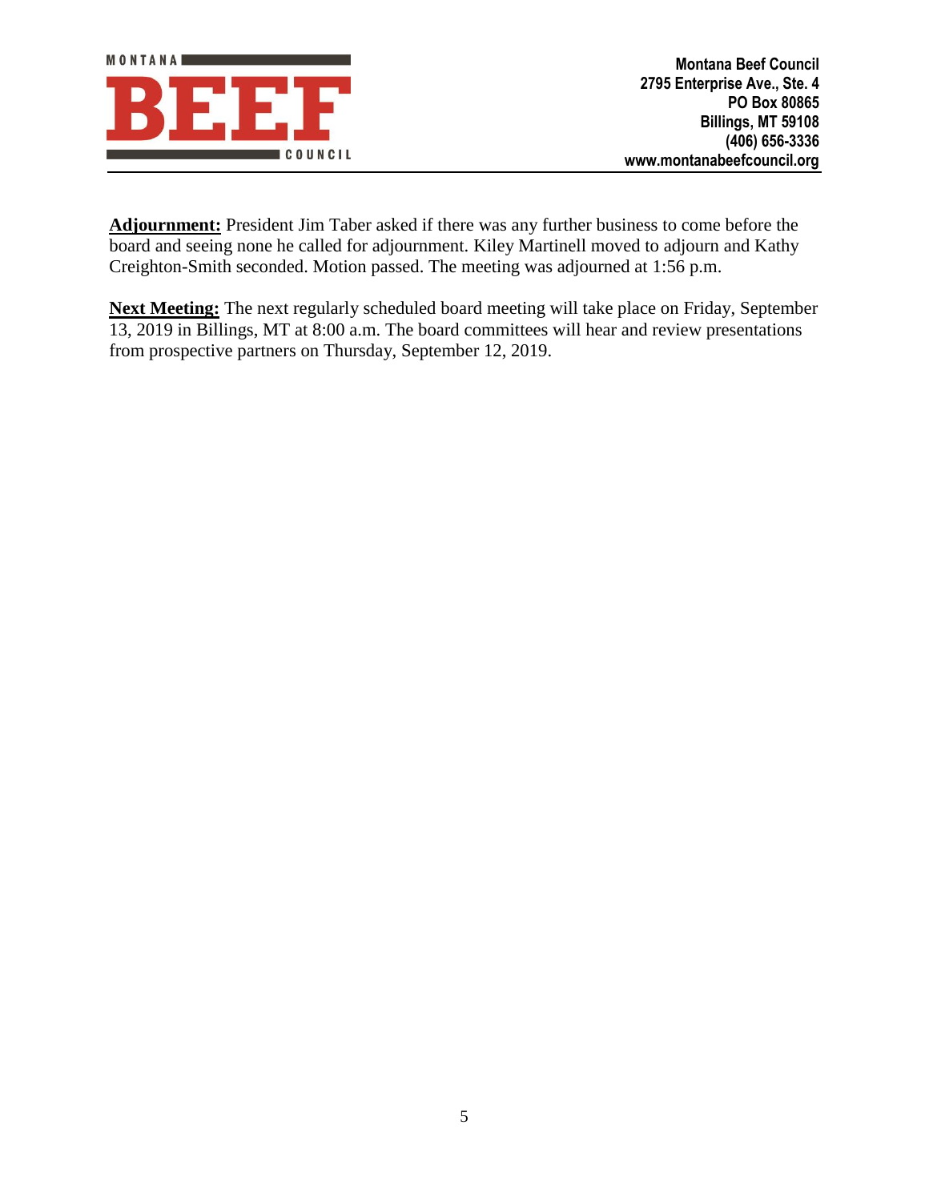**Adjournment:** President Jim Taber asked if there was any further business to come before the board and seeing none he called for adjournment. Kiley Martinell moved to adjourn and Kathy Creighton-Smith seconded. Motion passed. The meeting was adjourned at 1:56 p.m.

**Next Meeting:** The next regularly scheduled board meeting will take place on Friday, September 13, 2019 in Billings, MT at 8:00 a.m. The board committees will hear and review presentations from prospective partners on Thursday, September 12, 2019.